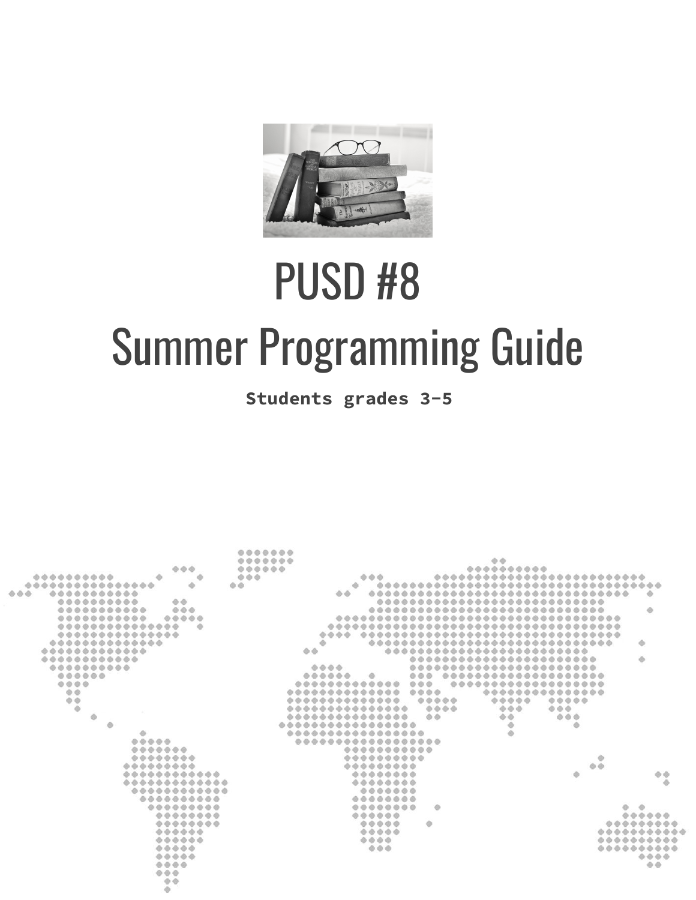# PUSD #8

# Summer Programming Guide

**Students grades 3-5**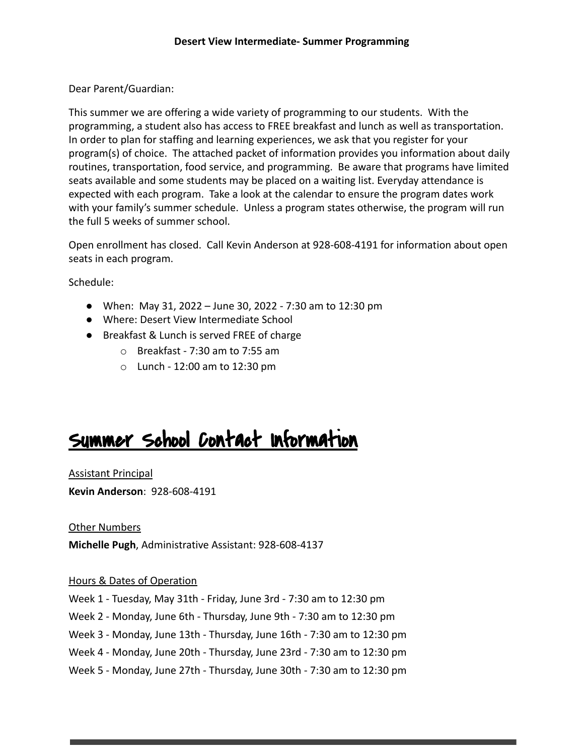**Desert View Intermediate- Summer Programming**

Dear Parent/Guardian:

This summer we are offering a wide variety of programming to our students. With the programming, a student also has access to FREE breakfast and lunch as well as transportation. In order to plan for staffing and learning experiences, we ask that you register for your program(s) of choice. The attached packet of information provides you information about daily routines, transportation, food service, and programming. Be aware that programs have limited seats available and some students may be placed on a waiting list. Everyday attendance is expected with each program. Take a look at the calendar to ensure the program dates work with your family's summer schedule. Unless a program states otherwise, the program will run the full 5 weeks of summer school.

Open enrollment has closed. Call Kevin Anderson at 928-608-4191 for information about open seats in each program.

Schedule:

- When: May 31, 2022 – June 30, 2022 - 7:30 am to 12:30 pm
- Where: Desert View Intermediate School
- Breakfast & Lunch is served FREE of charge
    - Breakfast - 7:30 am to 7:55 am
    - Lunch - 12:00 am to 12:30 pm

## Summer School Contact Information

Assistant Principal

**Kevin Anderson**: 928-608-4191

Other Numbers

**Michelle Pugh**, Administrative Assistant: 928-608-4137

Hours & Dates of Operation

Week 1 - Tuesday, May 31th - Friday, June 3rd - 7:30 am to 12:30 pm

Week 2 - Monday, June 6th - Thursday, June 9th - 7:30 am to 12:30 pm

Week 3 - Monday, June 13th - Thursday, June 16th - 7:30 am to 12:30 pm

Week 4 - Monday, June 20th - Thursday, June 23rd - 7:30 am to 12:30 pm

Week 5 - Monday, June 27th - Thursday, June 30th - 7:30 am to 12:30 pm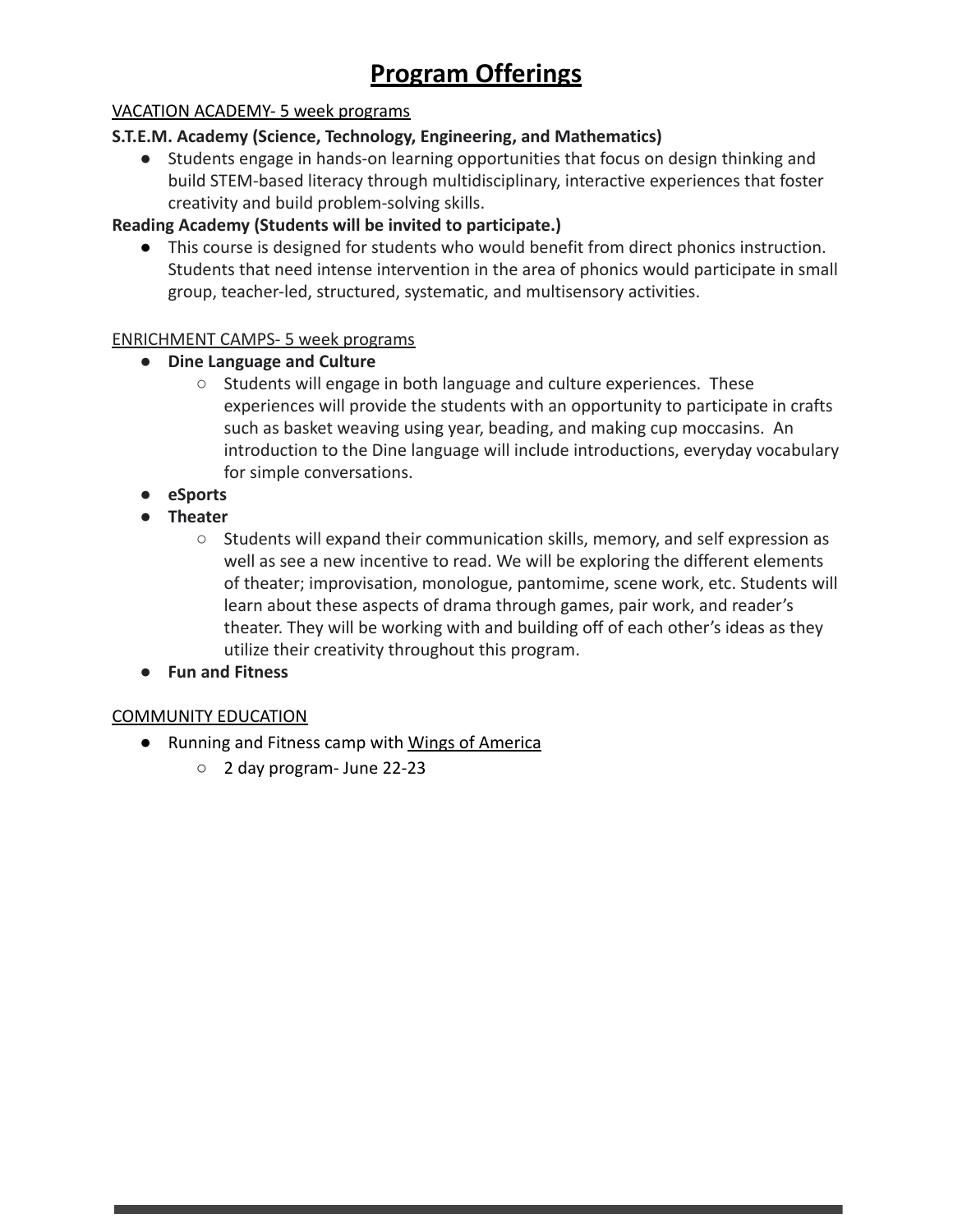# Program Offerings

VACATION ACADEMY- 5 week programs

**S.T.E.M. Academy (Science, Technology, Engineering, and Mathematics)**

- Students engage in hands-on learning opportunities that focus on design thinking and build STEM-based literacy through multidisciplinary, interactive experiences that foster creativity and build problem-solving skills.

**Reading Academy (Students will be invited to participate.)**

- This course is designed for students who would benefit from direct phonics instruction. Students that need intense intervention in the area of phonics would participate in small group, teacher-led, structured, systematic, and multisensory activities.

ENRICHMENT CAMPS- 5 week programs

- **Dine Language and Culture**
  - Students will engage in both language and culture experiences. These experiences will provide the students with an opportunity to participate in crafts such as basket weaving using year, beading, and making cup moccasins. An introduction to the Dine language will include introductions, everyday vocabulary for simple conversations.
- **eSports**
- **Theater**
  - Students will expand their communication skills, memory, and self expression as well as see a new incentive to read. We will be exploring the different elements of theater; improvisation, monologue, pantomime, scene work, etc. Students will learn about these aspects of drama through games, pair work, and reader's theater. They will be working with and building off of each other's ideas as they utilize their creativity throughout this program.
- **Fun and Fitness**

COMMUNITY EDUCATION

- Running and Fitness camp with Wings of America
  - 2 day program- June 22-23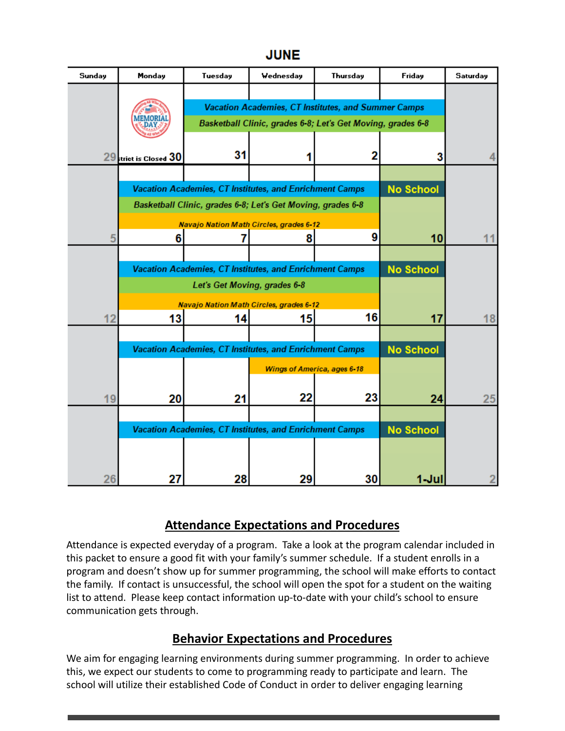## JUNE

| Sunday | Monday | Tuesday | Wednesday | Thursday | Friday | Saturday |
|---|---|---|---|---|---|---|
| 29 | MEMORIAL DAY — District is Closed 30 | 31 Vacation Academies, CT Institutes, and Summer Camps; Basketball Clinic, grades 6-8; Let's Get Moving, grades 6-8 | 1 Vacation Academies, CT Institutes, and Summer Camps; Basketball Clinic, grades 6-8; Let's Get Moving, grades 6-8 | 2 Vacation Academies, CT Institutes, and Summer Camps; Basketball Clinic, grades 6-8; Let's Get Moving, grades 6-8 | 3 Vacation Academies, CT Institutes, and Summer Camps; Basketball Clinic, grades 6-8; Let's Get Moving, grades 6-8 | 4 |
| 5 | 6 Vacation Academies, CT Institutes, and Enrichment Camps; Basketball Clinic, grades 6-8; Let's Get Moving, grades 6-8; Navajo Nation Math Circles, grades 6-12 | 7 Vacation Academies, CT Institutes, and Enrichment Camps; Basketball Clinic, grades 6-8; Let's Get Moving, grades 6-8; Navajo Nation Math Circles, grades 6-12 | 8 Vacation Academies, CT Institutes, and Enrichment Camps; Basketball Clinic, grades 6-8; Let's Get Moving, grades 6-8; Navajo Nation Math Circles, grades 6-12 | 9 Vacation Academies, CT Institutes, and Enrichment Camps; Basketball Clinic, grades 6-8; Let's Get Moving, grades 6-8; Navajo Nation Math Circles, grades 6-12 | 10 No School | 11 |
| 12 | 13 Vacation Academies, CT Institutes, and Enrichment Camps; Let's Get Moving, grades 6-8; Navajo Nation Math Circles, grades 6-12 | 14 Vacation Academies, CT Institutes, and Enrichment Camps; Let's Get Moving, grades 6-8; Navajo Nation Math Circles, grades 6-12 | 15 Vacation Academies, CT Institutes, and Enrichment Camps; Let's Get Moving, grades 6-8; Navajo Nation Math Circles, grades 6-12 | 16 Vacation Academies, CT Institutes, and Enrichment Camps; Let's Get Moving, grades 6-8; Navajo Nation Math Circles, grades 6-12 | 17 No School | 18 |
| 19 | 20 Vacation Academies, CT Institutes, and Enrichment Camps | 21 Vacation Academies, CT Institutes, and Enrichment Camps | 22 Vacation Academies, CT Institutes, and Enrichment Camps; Wings of America, ages 6-18 | 23 Vacation Academies, CT Institutes, and Enrichment Camps; Wings of America, ages 6-18 | 24 No School | 25 |
| 26 | 27 Vacation Academies, CT Institutes, and Enrichment Camps | 28 Vacation Academies, CT Institutes, and Enrichment Camps | 29 Vacation Academies, CT Institutes, and Enrichment Camps | 30 Vacation Academies, CT Institutes, and Enrichment Camps | 1-Jul No School | 2 |

## Attendance Expectations and Procedures

Attendance is expected everyday of a program. Take a look at the program calendar included in this packet to ensure a good fit with your family's summer schedule. If a student enrolls in a program and doesn't show up for summer programming, the school will make efforts to contact the family. If contact is unsuccessful, the school will open the spot for a student on the waiting list to attend. Please keep contact information up-to-date with your child's school to ensure communication gets through.

## Behavior Expectations and Procedures

We aim for engaging learning environments during summer programming. In order to achieve this, we expect our students to come to programming ready to participate and learn. The school will utilize their established Code of Conduct in order to deliver engaging learning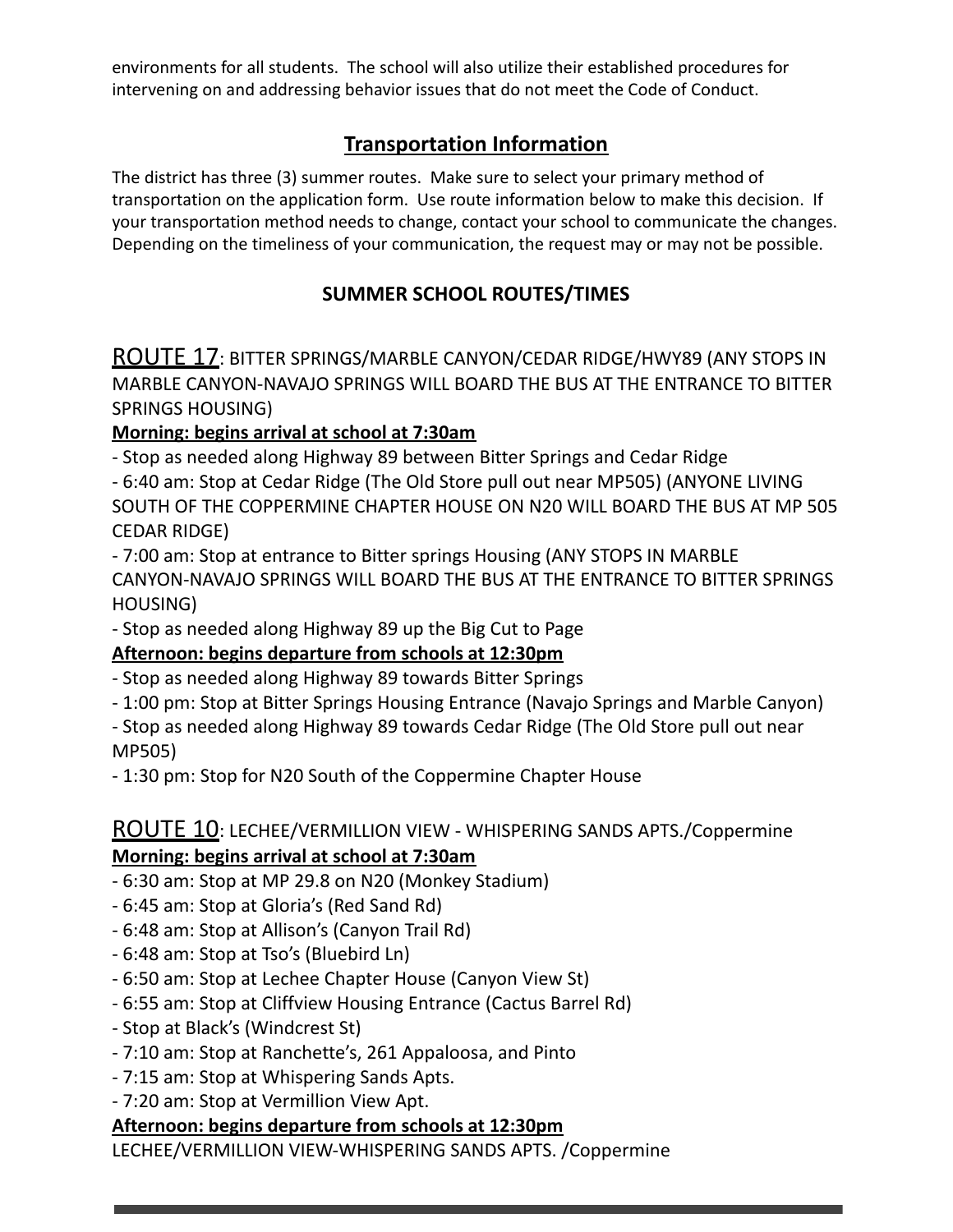environments for all students. The school will also utilize their established procedures for intervening on and addressing behavior issues that do not meet the Code of Conduct.

## Transportation Information

The district has three (3) summer routes. Make sure to select your primary method of transportation on the application form. Use route information below to make this decision. If your transportation method needs to change, contact your school to communicate the changes. Depending on the timeliness of your communication, the request may or may not be possible.

### SUMMER SCHOOL ROUTES/TIMES

ROUTE 17: BITTER SPRINGS/MARBLE CANYON/CEDAR RIDGE/HWY89 (ANY STOPS IN MARBLE CANYON-NAVAJO SPRINGS WILL BOARD THE BUS AT THE ENTRANCE TO BITTER SPRINGS HOUSING)

**Morning: begins arrival at school at 7:30am**

- Stop as needed along Highway 89 between Bitter Springs and Cedar Ridge
- 6:40 am: Stop at Cedar Ridge (The Old Store pull out near MP505) (ANYONE LIVING SOUTH OF THE COPPERMINE CHAPTER HOUSE ON N20 WILL BOARD THE BUS AT MP 505 CEDAR RIDGE)
- 7:00 am: Stop at entrance to Bitter springs Housing (ANY STOPS IN MARBLE CANYON-NAVAJO SPRINGS WILL BOARD THE BUS AT THE ENTRANCE TO BITTER SPRINGS HOUSING)
- Stop as needed along Highway 89 up the Big Cut to Page

**Afternoon: begins departure from schools at 12:30pm**

- Stop as needed along Highway 89 towards Bitter Springs
- 1:00 pm: Stop at Bitter Springs Housing Entrance (Navajo Springs and Marble Canyon)
- Stop as needed along Highway 89 towards Cedar Ridge (The Old Store pull out near MP505)
- 1:30 pm: Stop for N20 South of the Coppermine Chapter House

ROUTE 10: LECHEE/VERMILLION VIEW - WHISPERING SANDS APTS./Coppermine

**Morning: begins arrival at school at 7:30am**

- 6:30 am: Stop at MP 29.8 on N20 (Monkey Stadium)
- 6:45 am: Stop at Gloria's (Red Sand Rd)
- 6:48 am: Stop at Allison's (Canyon Trail Rd)
- 6:48 am: Stop at Tso's (Bluebird Ln)
- 6:50 am: Stop at Lechee Chapter House (Canyon View St)
- 6:55 am: Stop at Cliffview Housing Entrance (Cactus Barrel Rd)
- Stop at Black's (Windcrest St)
- 7:10 am: Stop at Ranchette's, 261 Appaloosa, and Pinto
- 7:15 am: Stop at Whispering Sands Apts.
- 7:20 am: Stop at Vermillion View Apt.

**Afternoon: begins departure from schools at 12:30pm**

LECHEE/VERMILLION VIEW-WHISPERING SANDS APTS. /Coppermine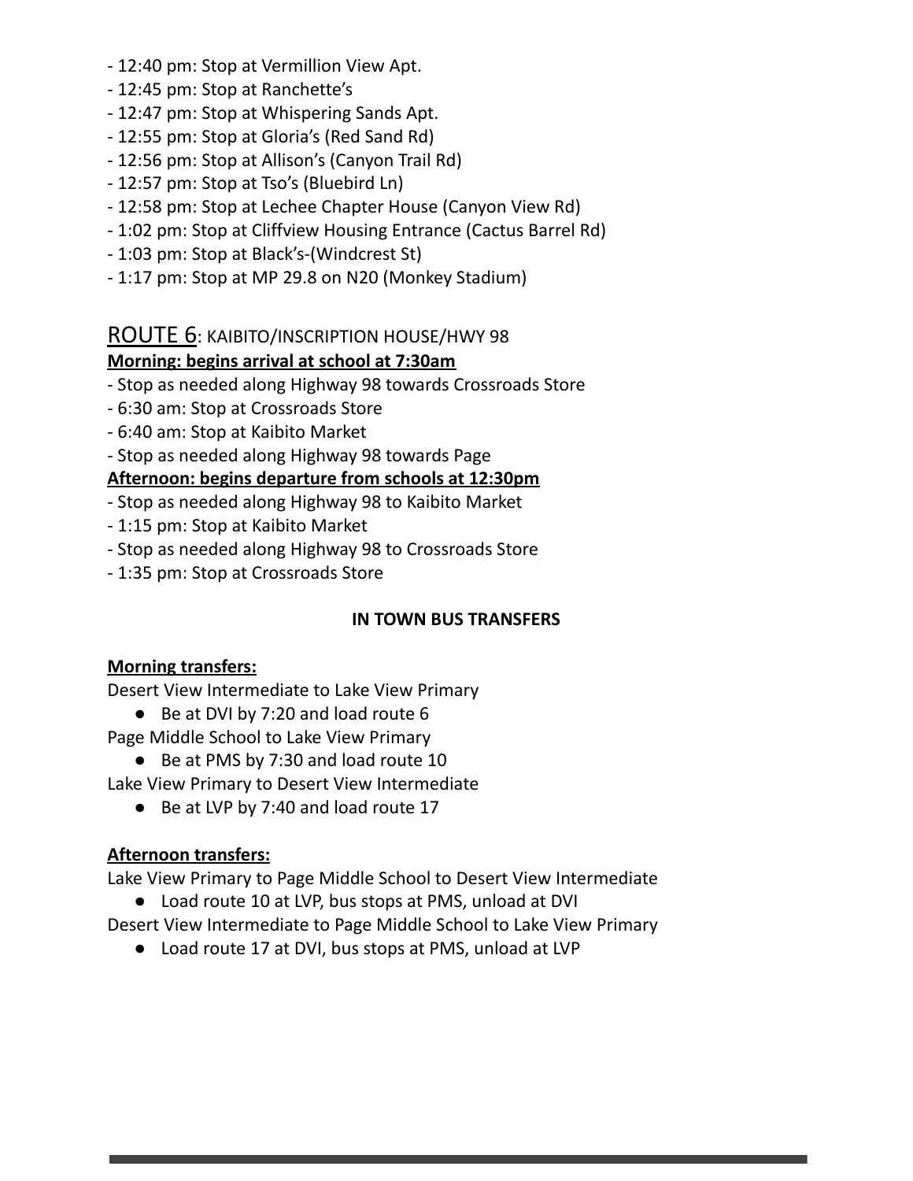- 12:40 pm: Stop at Vermillion View Apt.
- 12:45 pm: Stop at Ranchette's
- 12:47 pm: Stop at Whispering Sands Apt.
- 12:55 pm: Stop at Gloria's (Red Sand Rd)
- 12:56 pm: Stop at Allison's (Canyon Trail Rd)
- 12:57 pm: Stop at Tso's (Bluebird Ln)
- 12:58 pm: Stop at Lechee Chapter House (Canyon View Rd)
- 1:02 pm: Stop at Cliffview Housing Entrance (Cactus Barrel Rd)
- 1:03 pm: Stop at Black's-(Windcrest St)
- 1:17 pm: Stop at MP 29.8 on N20 (Monkey Stadium)

## ROUTE 6: KAIBITO/INSCRIPTION HOUSE/HWY 98

**Morning: begins arrival at school at 7:30am**

- Stop as needed along Highway 98 towards Crossroads Store
- 6:30 am: Stop at Crossroads Store
- 6:40 am: Stop at Kaibito Market
- Stop as needed along Highway 98 towards Page

**Afternoon: begins departure from schools at 12:30pm**

- Stop as needed along Highway 98 to Kaibito Market
- 1:15 pm: Stop at Kaibito Market
- Stop as needed along Highway 98 to Crossroads Store
- 1:35 pm: Stop at Crossroads Store

### IN TOWN BUS TRANSFERS

**Morning transfers:**

Desert View Intermediate to Lake View Primary

- Be at DVI by 7:20 and load route 6

Page Middle School to Lake View Primary

- Be at PMS by 7:30 and load route 10

Lake View Primary to Desert View Intermediate

- Be at LVP by 7:40 and load route 17

**Afternoon transfers:**

Lake View Primary to Page Middle School to Desert View Intermediate

- Load route 10 at LVP, bus stops at PMS, unload at DVI

Desert View Intermediate to Page Middle School to Lake View Primary

- Load route 17 at DVI, bus stops at PMS, unload at LVP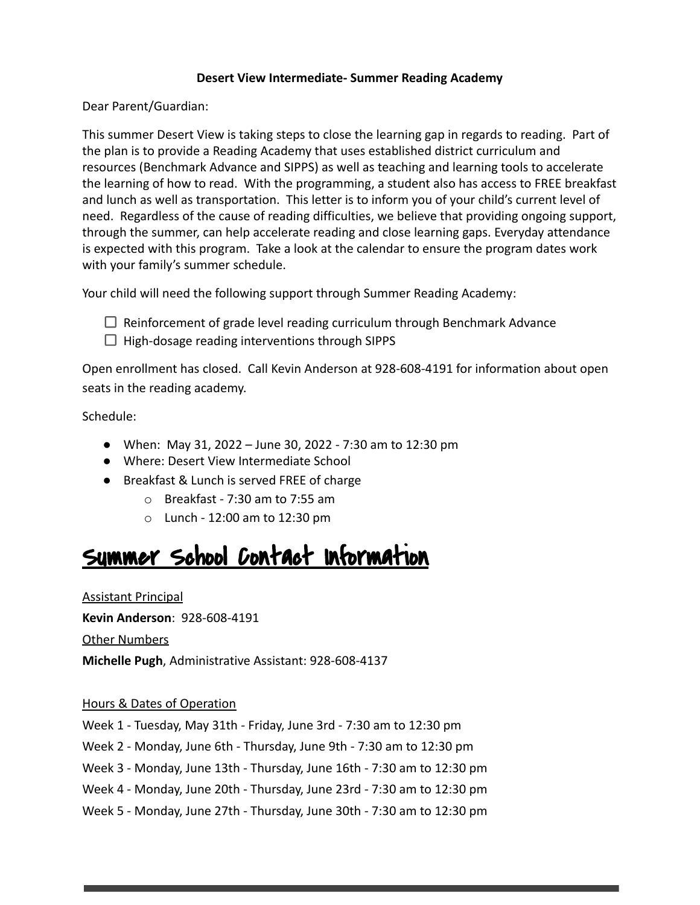**Desert View Intermediate- Summer Reading Academy**

Dear Parent/Guardian:

This summer Desert View is taking steps to close the learning gap in regards to reading. Part of the plan is to provide a Reading Academy that uses established district curriculum and resources (Benchmark Advance and SIPPS) as well as teaching and learning tools to accelerate the learning of how to read. With the programming, a student also has access to FREE breakfast and lunch as well as transportation. This letter is to inform you of your child's current level of need. Regardless of the cause of reading difficulties, we believe that providing ongoing support, through the summer, can help accelerate reading and close learning gaps. Everyday attendance is expected with this program. Take a look at the calendar to ensure the program dates work with your family's summer schedule.

Your child will need the following support through Summer Reading Academy:

- ☐ Reinforcement of grade level reading curriculum through Benchmark Advance
- ☐ High-dosage reading interventions through SIPPS

Open enrollment has closed. Call Kevin Anderson at 928-608-4191 for information about open seats in the reading academy.

Schedule:

- When: May 31, 2022 – June 30, 2022 - 7:30 am to 12:30 pm
- Where: Desert View Intermediate School
- Breakfast & Lunch is served FREE of charge
  - Breakfast - 7:30 am to 7:55 am
  - Lunch - 12:00 am to 12:30 pm

# Summer School Contact Information

Assistant Principal

**Kevin Anderson**: 928-608-4191

Other Numbers

**Michelle Pugh**, Administrative Assistant: 928-608-4137

Hours & Dates of Operation

Week 1 - Tuesday, May 31th - Friday, June 3rd - 7:30 am to 12:30 pm

Week 2 - Monday, June 6th - Thursday, June 9th - 7:30 am to 12:30 pm

Week 3 - Monday, June 13th - Thursday, June 16th - 7:30 am to 12:30 pm

Week 4 - Monday, June 20th - Thursday, June 23rd - 7:30 am to 12:30 pm

Week 5 - Monday, June 27th - Thursday, June 30th - 7:30 am to 12:30 pm